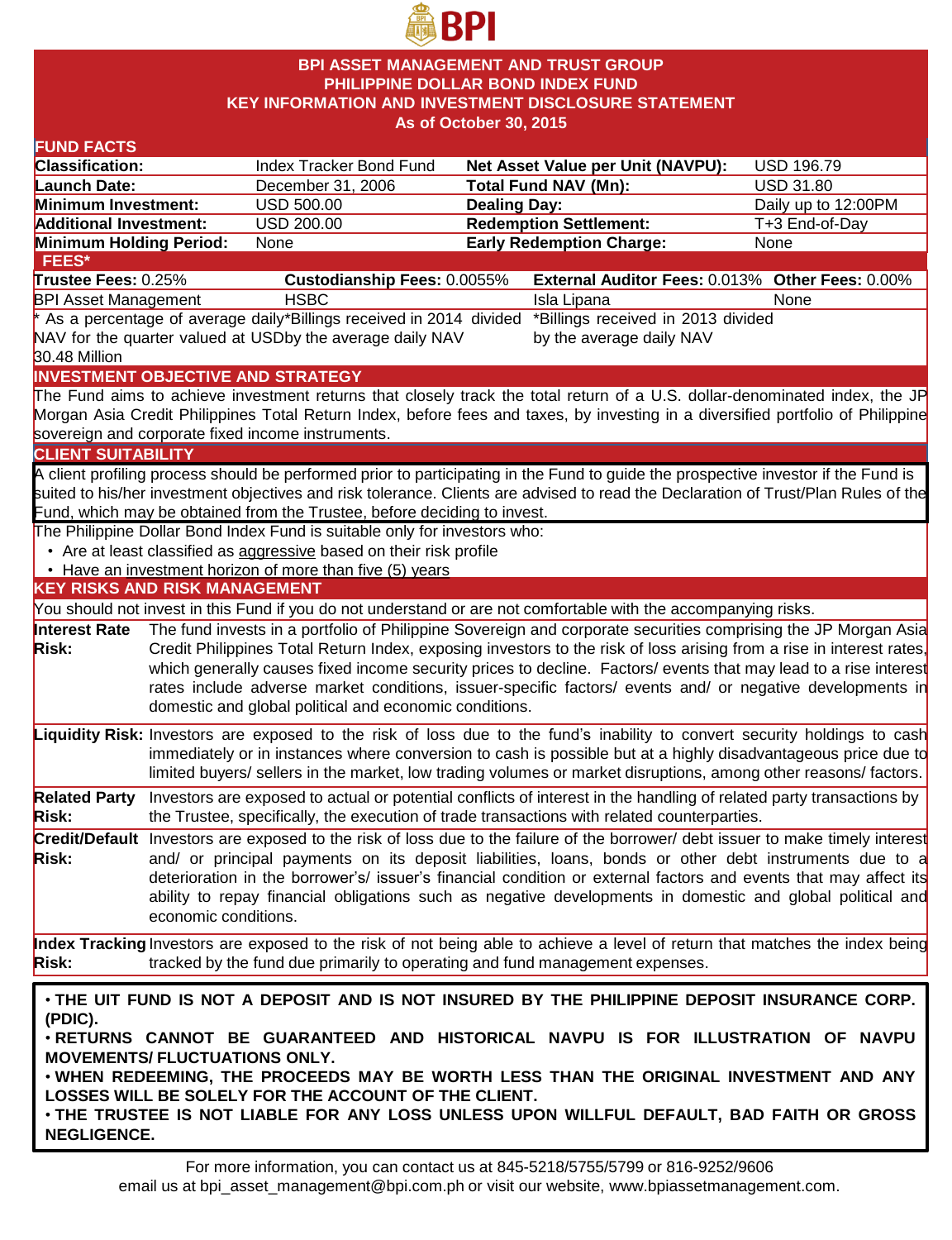# BPI ASSET MANAGEMENT AND TRUST GROUP
## PHILIPPINE DOLLAR BOND INDEX FUND
## KEY INFORMATION AND INVESTMENT DISCLOSURE STATEMENT
### As of October 30, 2015

## FUND FACTS

| | | | |
|---|---|---|---|
| **Classification:** | Index Tracker Bond Fund | **Net Asset Value per Unit (NAVPU):** | USD 196.79 |
| **Launch Date:** | December 31, 2006 | **Total Fund NAV (Mn):** | USD 31.80 |
| **Minimum Investment:** | USD 500.00 | **Dealing Day:** | Daily up to 12:00PM |
| **Additional Investment:** | USD 200.00 | **Redemption Settlement:** | T+3 End-of-Day |
| **Minimum Holding Period:** | None | **Early Redemption Charge:** | None |

## FEES*

| **Trustee Fees:** 0.25% | **Custodianship Fees:** 0.0055% | **External Auditor Fees:** 0.013% | **Other Fees:** 0.00% |
|---|---|---|---|
| BPI Asset Management | HSBC | Isla Lipana | None |
| * As a percentage of average daily NAV for the quarter valued at USD 30.48 Million | *Billings received in 2014 divided by the average daily NAV | *Billings received in 2013 divided by the average daily NAV | |

## INVESTMENT OBJECTIVE AND STRATEGY

The Fund aims to achieve investment returns that closely track the total return of a U.S. dollar-denominated index, the JP Morgan Asia Credit Philippines Total Return Index, before fees and taxes, by investing in a diversified portfolio of Philippine sovereign and corporate fixed income instruments.

## CLIENT SUITABILITY

A client profiling process should be performed prior to participating in the Fund to guide the prospective investor if the Fund is suited to his/her investment objectives and risk tolerance. Clients are advised to read the Declaration of Trust/Plan Rules of the Fund, which may be obtained from the Trustee, before deciding to invest.

The Philippine Dollar Bond Index Fund is suitable only for investors who:

- Are at least classified as aggressive based on their risk profile
- Have an investment horizon of more than five (5) years

## KEY RISKS AND RISK MANAGEMENT

You should not invest in this Fund if you do not understand or are not comfortable with the accompanying risks.

**Interest Rate Risk:** The fund invests in a portfolio of Philippine Sovereign and corporate securities comprising the JP Morgan Asia Credit Philippines Total Return Index, exposing investors to the risk of loss arising from a rise in interest rates, which generally causes fixed income security prices to decline. Factors/ events that may lead to a rise interest rates include adverse market conditions, issuer-specific factors/ events and/ or negative developments in domestic and global political and economic conditions.

**Liquidity Risk:** Investors are exposed to the risk of loss due to the fund's inability to convert security holdings to cash immediately or in instances where conversion to cash is possible but at a highly disadvantageous price due to limited buyers/ sellers in the market, low trading volumes or market disruptions, among other reasons/ factors.

**Related Party Risk:** Investors are exposed to actual or potential conflicts of interest in the handling of related party transactions by the Trustee, specifically, the execution of trade transactions with related counterparties.

**Credit/Default Risk:** Investors are exposed to the risk of loss due to the failure of the borrower/ debt issuer to make timely interest and/ or principal payments on its deposit liabilities, loans, bonds or other debt instruments due to a deterioration in the borrower's/ issuer's financial condition or external factors and events that may affect its ability to repay financial obligations such as negative developments in domestic and global political and economic conditions.

**Index Tracking Risk:** Investors are exposed to the risk of not being able to achieve a level of return that matches the index being tracked by the fund due primarily to operating and fund management expenses.

- **THE UIT FUND IS NOT A DEPOSIT AND IS NOT INSURED BY THE PHILIPPINE DEPOSIT INSURANCE CORP. (PDIC).**
- **RETURNS CANNOT BE GUARANTEED AND HISTORICAL NAVPU IS FOR ILLUSTRATION OF NAVPU MOVEMENTS/ FLUCTUATIONS ONLY.**
- **WHEN REDEEMING, THE PROCEEDS MAY BE WORTH LESS THAN THE ORIGINAL INVESTMENT AND ANY LOSSES WILL BE SOLELY FOR THE ACCOUNT OF THE CLIENT.**
- **THE TRUSTEE IS NOT LIABLE FOR ANY LOSS UNLESS UPON WILLFUL DEFAULT, BAD FAITH OR GROSS NEGLIGENCE.**

For more information, you can contact us at 845-5218/5755/5799 or 816-9252/9606 email us at bpi_asset_management@bpi.com.ph or visit our website, www.bpiassetmanagement.com.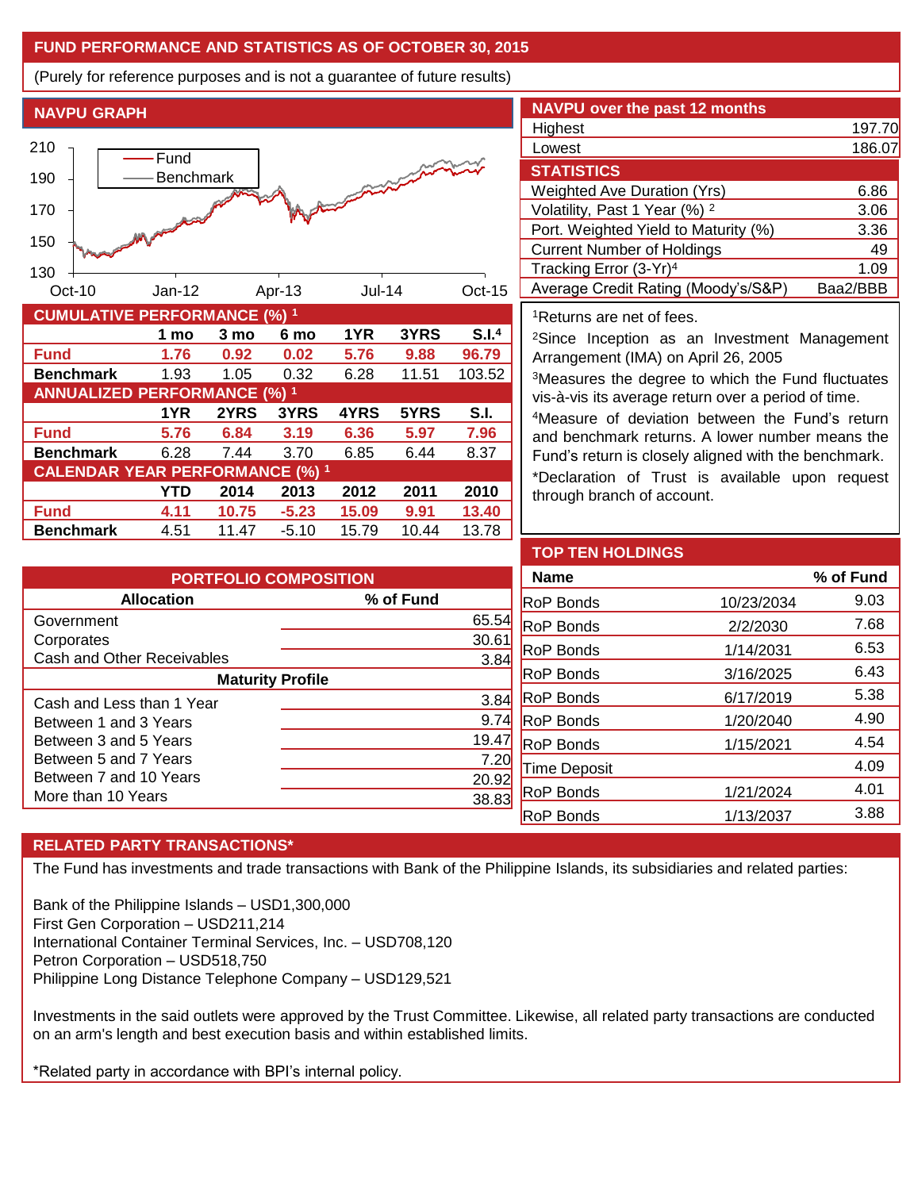## FUND PERFORMANCE AND STATISTICS AS OF OCTOBER 30, 2015

(Purely for reference purposes and is not a guarantee of future results)

### NAVPU GRAPH

### CUMULATIVE PERFORMANCE (%) [1]

| | 1 mo | 3 mo | 6 mo | 1YR | 3YRS | S.I.[4] |
|---|---|---|---|---|---|---|
| **Fund** | **1.76** | **0.92** | **0.02** | **5.76** | **9.88** | **96.79** |
| **Benchmark** | 1.93 | 1.05 | 0.32 | 6.28 | 11.51 | 103.52 |

### ANNUALIZED PERFORMANCE (%) [1]

| | 1YR | 2YRS | 3YRS | 4YRS | 5YRS | S.I. |
|---|---|---|---|---|---|---|
| **Fund** | **5.76** | **6.84** | **3.19** | **6.36** | **5.97** | **7.96** |
| **Benchmark** | 6.28 | 7.44 | 3.70 | 6.85 | 6.44 | 8.37 |

### CALENDAR YEAR PERFORMANCE (%) [1]

| | YTD | 2014 | 2013 | 2012 | 2011 | 2010 |
|---|---|---|---|---|---|---|
| **Fund** | **4.11** | **10.75** | **-5.23** | **15.09** | **9.91** | **13.40** |
| **Benchmark** | 4.51 | 11.47 | -5.10 | 15.79 | 10.44 | 13.78 |

### NAVPU over the past 12 months

| | |
|---|---|
| Highest | 197.70 |
| Lowest | 186.07 |

### STATISTICS

| | |
|---|---|
| Weighted Ave Duration (Yrs) | 6.86 |
| Volatility, Past 1 Year (%) [2] | 3.06 |
| Port. Weighted Yield to Maturity (%) | 3.36 |
| Current Number of Holdings | 49 |
| Tracking Error (3-Yr)[4] | 1.09 |
| Average Credit Rating (Moody's/S&P) | Baa2/BBB |

[1]Returns are net of fees.

[2]Since Inception as an Investment Management Arrangement (IMA) on April 26, 2005

[3]Measures the degree to which the Fund fluctuates vis-à-vis its average return over a period of time.

[4]Measure of deviation between the Fund's return and benchmark returns. A lower number means the Fund's return is closely aligned with the benchmark.

*Declaration of Trust is available upon request through branch of account.

### PORTFOLIO COMPOSITION

| Allocation | % of Fund |
|---|---|
| Government | 65.54 |
| Corporates | 30.61 |
| Cash and Other Receivables | 3.84 |
| **Maturity Profile** | |
| Cash and Less than 1 Year | 3.84 |
| Between 1 and 3 Years | 9.74 |
| Between 3 and 5 Years | 19.47 |
| Between 5 and 7 Years | 7.20 |
| Between 7 and 10 Years | 20.92 |
| More than 10 Years | 38.83 |

### TOP TEN HOLDINGS

| Name | | % of Fund |
|---|---|---|
| RoP Bonds | 10/23/2034 | 9.03 |
| RoP Bonds | 2/2/2030 | 7.68 |
| RoP Bonds | 1/14/2031 | 6.53 |
| RoP Bonds | 3/16/2025 | 6.43 |
| RoP Bonds | 6/17/2019 | 5.38 |
| RoP Bonds | 1/20/2040 | 4.90 |
| RoP Bonds | 1/15/2021 | 4.54 |
| Time Deposit | | 4.09 |
| RoP Bonds | 1/21/2024 | 4.01 |
| RoP Bonds | 1/13/2037 | 3.88 |

### RELATED PARTY TRANSACTIONS*

The Fund has investments and trade transactions with Bank of the Philippine Islands, its subsidiaries and related parties:

Bank of the Philippine Islands – USD1,300,000
First Gen Corporation – USD211,214
International Container Terminal Services, Inc. – USD708,120
Petron Corporation – USD518,750
Philippine Long Distance Telephone Company – USD129,521

Investments in the said outlets were approved by the Trust Committee. Likewise, all related party transactions are conducted on an arm's length and best execution basis and within established limits.

*Related party in accordance with BPI's internal policy.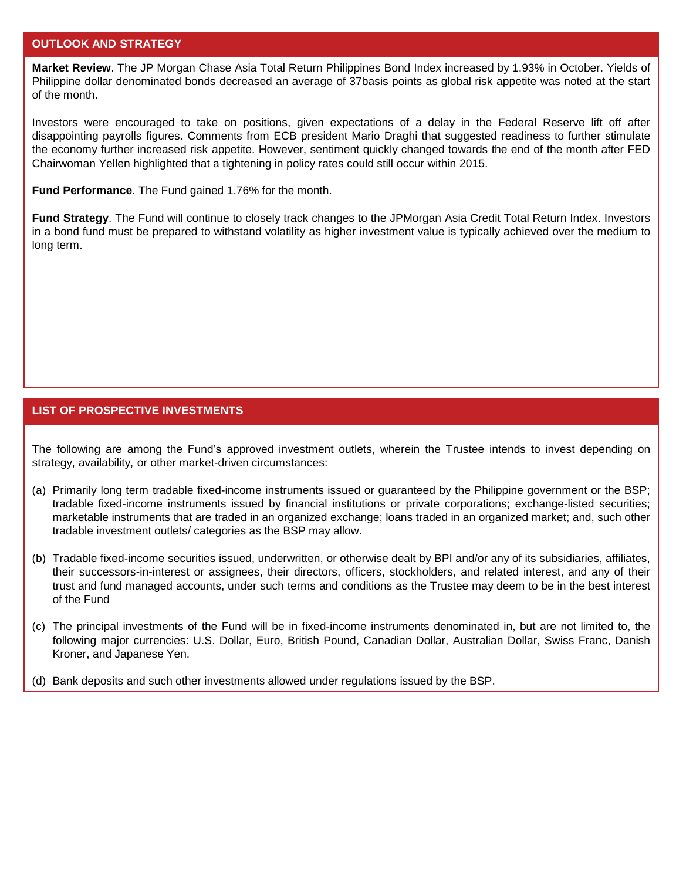## OUTLOOK AND STRATEGY

**Market Review**. The JP Morgan Chase Asia Total Return Philippines Bond Index increased by 1.93% in October. Yields of Philippine dollar denominated bonds decreased an average of 37basis points as global risk appetite was noted at the start of the month.

Investors were encouraged to take on positions, given expectations of a delay in the Federal Reserve lift off after disappointing payrolls figures. Comments from ECB president Mario Draghi that suggested readiness to further stimulate the economy further increased risk appetite. However, sentiment quickly changed towards the end of the month after FED Chairwoman Yellen highlighted that a tightening in policy rates could still occur within 2015.

**Fund Performance**. The Fund gained 1.76% for the month.

**Fund Strategy**. The Fund will continue to closely track changes to the JPMorgan Asia Credit Total Return Index. Investors in a bond fund must be prepared to withstand volatility as higher investment value is typically achieved over the medium to long term.

## LIST OF PROSPECTIVE INVESTMENTS

The following are among the Fund's approved investment outlets, wherein the Trustee intends to invest depending on strategy, availability, or other market-driven circumstances:

(a) Primarily long term tradable fixed-income instruments issued or guaranteed by the Philippine government or the BSP; tradable fixed-income instruments issued by financial institutions or private corporations; exchange-listed securities; marketable instruments that are traded in an organized exchange; loans traded in an organized market; and, such other tradable investment outlets/ categories as the BSP may allow.

(b) Tradable fixed-income securities issued, underwritten, or otherwise dealt by BPI and/or any of its subsidiaries, affiliates, their successors-in-interest or assignees, their directors, officers, stockholders, and related interest, and any of their trust and fund managed accounts, under such terms and conditions as the Trustee may deem to be in the best interest of the Fund

(c) The principal investments of the Fund will be in fixed-income instruments denominated in, but are not limited to, the following major currencies: U.S. Dollar, Euro, British Pound, Canadian Dollar, Australian Dollar, Swiss Franc, Danish Kroner, and Japanese Yen.

(d) Bank deposits and such other investments allowed under regulations issued by the BSP.